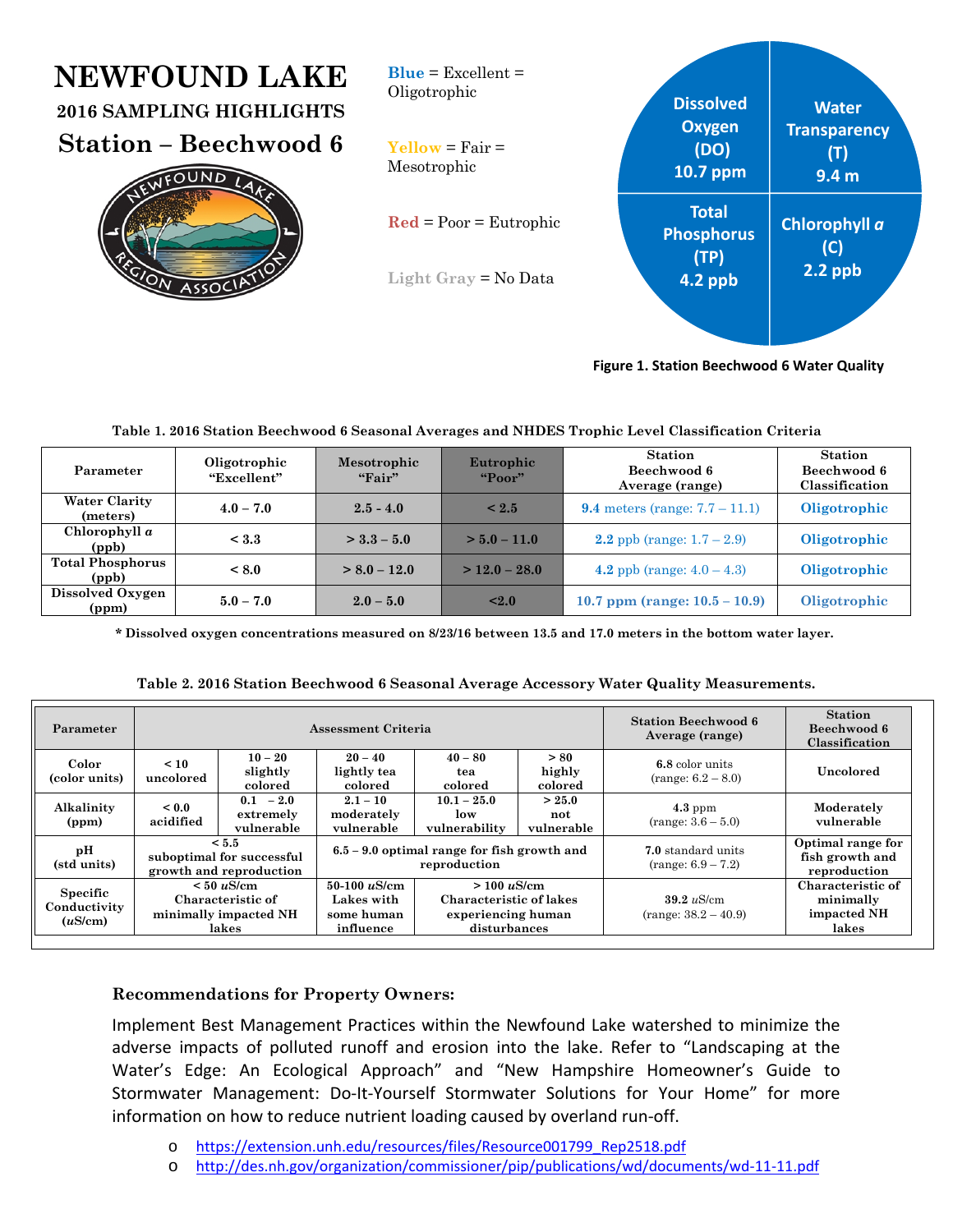# NEWFOUND LAKE

## 2016 SAMPLING HIGHLIGHTS

## Station – Beechwood 6

**Blue** = Excellent = Oligotrophic

**Yellow** = Fair = Mesotrophic

**Red** = Poor = Eutrophic

**Light Gray** = No Data

Dissolved Oxygen (DO) 10.7 ppm

Water Transparency (T) 9.4 m

Total Phosphorus (TP) 4.2 ppb

Chlorophyll *a* (C) 2.2 ppb

**Figure 1. Station Beechwood 6 Water Quality**

**Table 1. 2016 Station Beechwood 6 Seasonal Averages and NHDES Trophic Level Classification Criteria**

| Parameter | Oligotrophic "Excellent" | Mesotrophic "Fair" | Eutrophic "Poor" | Station Beechwood 6 Average (range) | Station Beechwood 6 Classification |
|---|---|---|---|---|---|
| Water Clarity (meters) | 4.0 – 7.0 | 2.5 - 4.0 | < 2.5 | **9.4** meters (range: 7.7 – 11.1) | **Oligotrophic** |
| Chlorophyll *a* (ppb) | < 3.3 | > 3.3 – 5.0 | > 5.0 – 11.0 | **2.2** ppb (range: 1.7 – 2.9) | **Oligotrophic** |
| Total Phosphorus (ppb) | < 8.0 | > 8.0 – 12.0 | > 12.0 – 28.0 | **4.2** ppb (range: 4.0 – 4.3) | **Oligotrophic** |
| Dissolved Oxygen (ppm) | 5.0 – 7.0 | 2.0 – 5.0 | <2.0 | **10.7 ppm (range: 10.5 – 10.9)** | **Oligotrophic** |

**\* Dissolved oxygen concentrations measured on 8/23/16 between 13.5 and 17.0 meters in the bottom water layer.**

**Table 2. 2016 Station Beechwood 6 Seasonal Average Accessory Water Quality Measurements.**

| Parameter | Assessment Criteria | | | | | Station Beechwood 6 Average (range) | Station Beechwood 6 Classification |
|---|---|---|---|---|---|---|---|
| Color (color units) | < 10 uncolored | 10 – 20 slightly colored | 20 – 40 lightly tea colored | 40 – 80 tea colored | > 80 highly colored | **6.8** color units (range: 6.2 – 8.0) | Uncolored |
| Alkalinity (ppm) | < 0.0 acidified | 0.1 – 2.0 extremely vulnerable | 2.1 – 10 moderately vulnerable | 10.1 – 25.0 low vulnerability | > 25.0 not vulnerable | **4.3** ppm (range: 3.6 – 5.0) | Moderately vulnerable |
| pH (std units) | < 5.5 suboptimal for successful growth and reproduction | | 6.5 – 9.0 optimal range for fish growth and reproduction | | | **7.0** standard units (range: 6.9 – 7.2) | Optimal range for fish growth and reproduction |
| Specific Conductivity ($u$S/cm) | < 50 $u$S/cm Characteristic of minimally impacted NH lakes | | 50-100 $u$S/cm Lakes with some human influence | > 100 $u$S/cm Characteristic of lakes experiencing human disturbances | | **39.2** $u$S/cm (range: 38.2 – 40.9) | Characteristic of minimally impacted NH lakes |

**Recommendations for Property Owners:**

Implement Best Management Practices within the Newfound Lake watershed to minimize the adverse impacts of polluted runoff and erosion into the lake. Refer to "Landscaping at the Water's Edge: An Ecological Approach" and "New Hampshire Homeowner's Guide to Stormwater Management: Do-It-Yourself Stormwater Solutions for Your Home" for more information on how to reduce nutrient loading caused by overland run-off.

- https://extension.unh.edu/resources/files/Resource001799_Rep2518.pdf
- http://des.nh.gov/organization/commissioner/pip/publications/wd/documents/wd-11-11.pdf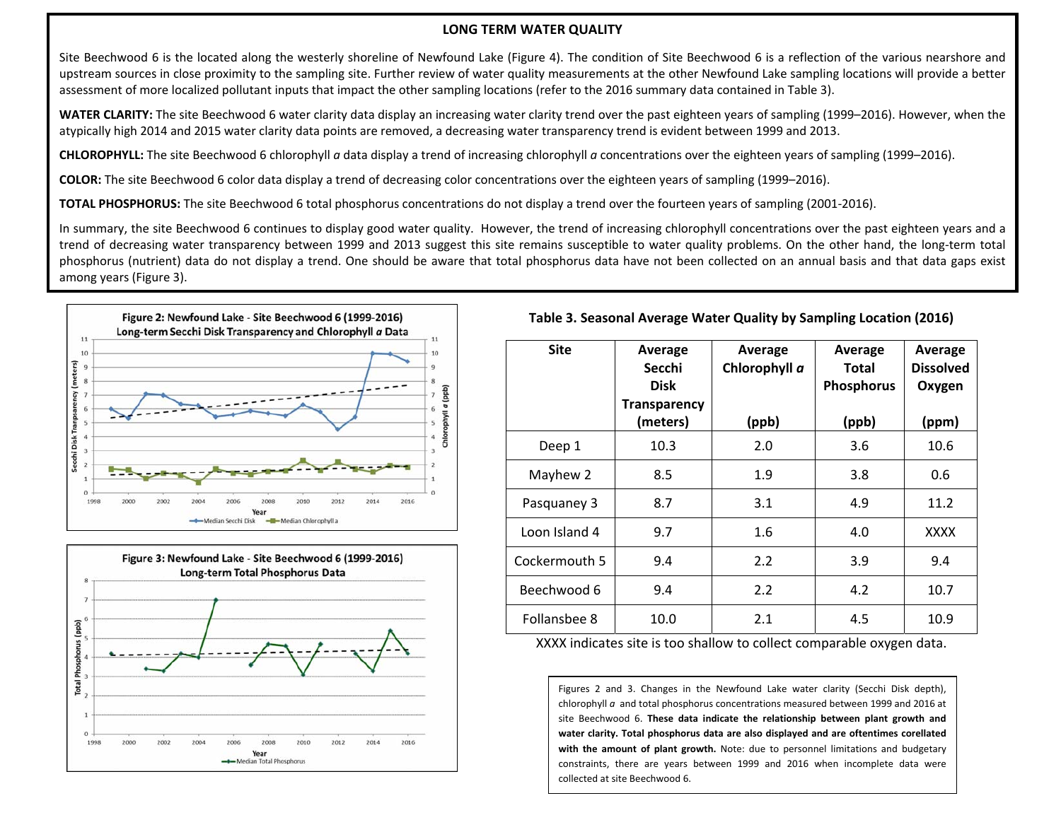## LONG TERM WATER QUALITY

Site Beechwood 6 is the located along the westerly shoreline of Newfound Lake (Figure 4). The condition of Site Beechwood 6 is a reflection of the various nearshore and upstream sources in close proximity to the sampling site. Further review of water quality measurements at the other Newfound Lake sampling locations will provide a better assessment of more localized pollutant inputs that impact the other sampling locations (refer to the 2016 summary data contained in Table 3).

**WATER CLARITY:** The site Beechwood 6 water clarity data display an increasing water clarity trend over the past eighteen years of sampling (1999–2016). However, when the atypically high 2014 and 2015 water clarity data points are removed, a decreasing water transparency trend is evident between 1999 and 2013.

**CHLOROPHYLL:** The site Beechwood 6 chlorophyll *a* data display a trend of increasing chlorophyll *a* concentrations over the eighteen years of sampling (1999–2016).

**COLOR:** The site Beechwood 6 color data display a trend of decreasing color concentrations over the eighteen years of sampling (1999–2016).

**TOTAL PHOSPHORUS:** The site Beechwood 6 total phosphorus concentrations do not display a trend over the fourteen years of sampling (2001-2016).

In summary, the site Beechwood 6 continues to display good water quality. However, the trend of increasing chlorophyll concentrations over the past eighteen years and a trend of decreasing water transparency between 1999 and 2013 suggest this site remains susceptible to water quality problems. On the other hand, the long-term total phosphorus (nutrient) data do not display a trend. One should be aware that total phosphorus data have not been collected on an annual basis and that data gaps exist among years (Figure 3).

**Figure 2: Newfound Lake - Site Beechwood 6 (1999-2016) Long-term Secchi Disk Transparency and Chlorophyll *a* Data**

**Figure 3: Newfound Lake - Site Beechwood 6 (1999-2016) Long-term Total Phosphorus Data**

**Table 3. Seasonal Average Water Quality by Sampling Location (2016)**

| Site | Average Secchi Disk Transparency (meters) | Average Chlorophyll *a* (ppb) | Average Total Phosphorus (ppb) | Average Dissolved Oxygen (ppm) |
|---|---|---|---|---|
| Deep 1 | 10.3 | 2.0 | 3.6 | 10.6 |
| Mayhew 2 | 8.5 | 1.9 | 3.8 | 0.6 |
| Pasquaney 3 | 8.7 | 3.1 | 4.9 | 11.2 |
| Loon Island 4 | 9.7 | 1.6 | 4.0 | XXXX |
| Cockermouth 5 | 9.4 | 2.2 | 3.9 | 9.4 |
| Beechwood 6 | 9.4 | 2.2 | 4.2 | 10.7 |
| Follansbee 8 | 10.0 | 2.1 | 4.5 | 10.9 |

XXXX indicates site is too shallow to collect comparable oxygen data.

Figures 2 and 3. Changes in the Newfound Lake water clarity (Secchi Disk depth), chlorophyll *a* and total phosphorus concentrations measured between 1999 and 2016 at site Beechwood 6. **These data indicate the relationship between plant growth and water clarity. Total phosphorus data are also displayed and are oftentimes corellated with the amount of plant growth.** Note: due to personnel limitations and budgetary constraints, there are years between 1999 and 2016 when incomplete data were collected at site Beechwood 6.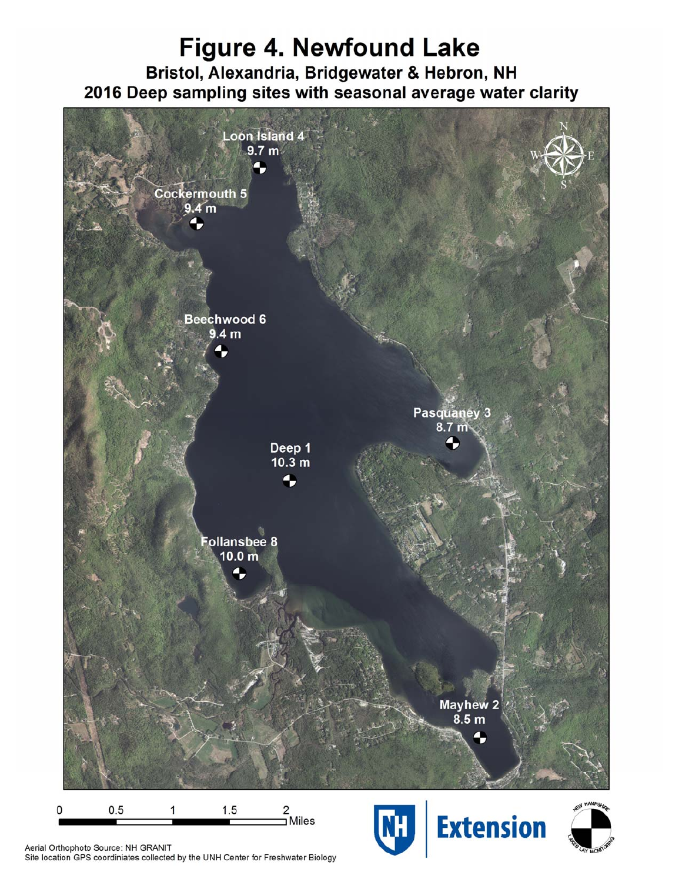# Figure 4. Newfound Lake

## Bristol, Alexandria, Bridgewater & Hebron, NH

## 2016 Deep sampling sites with seasonal average water clarity

Loon Island 4
9.7 m

Cockermouth 5
9.4 m

Beechwood 6
9.4 m

Pasquaney 3
8.7 m

Deep 1
10.3 m

Follansbee 8
10.0 m

Mayhew 2
8.5 m

N
W E
S

0 0.5 1 1.5 2 Miles

Aerial Orthophoto Source: NH GRANIT
Site location GPS coordiniates collected by the UNH Center for Freshwater Biology

UNH Extension

New Hampshire Lakes Lay Monitoring